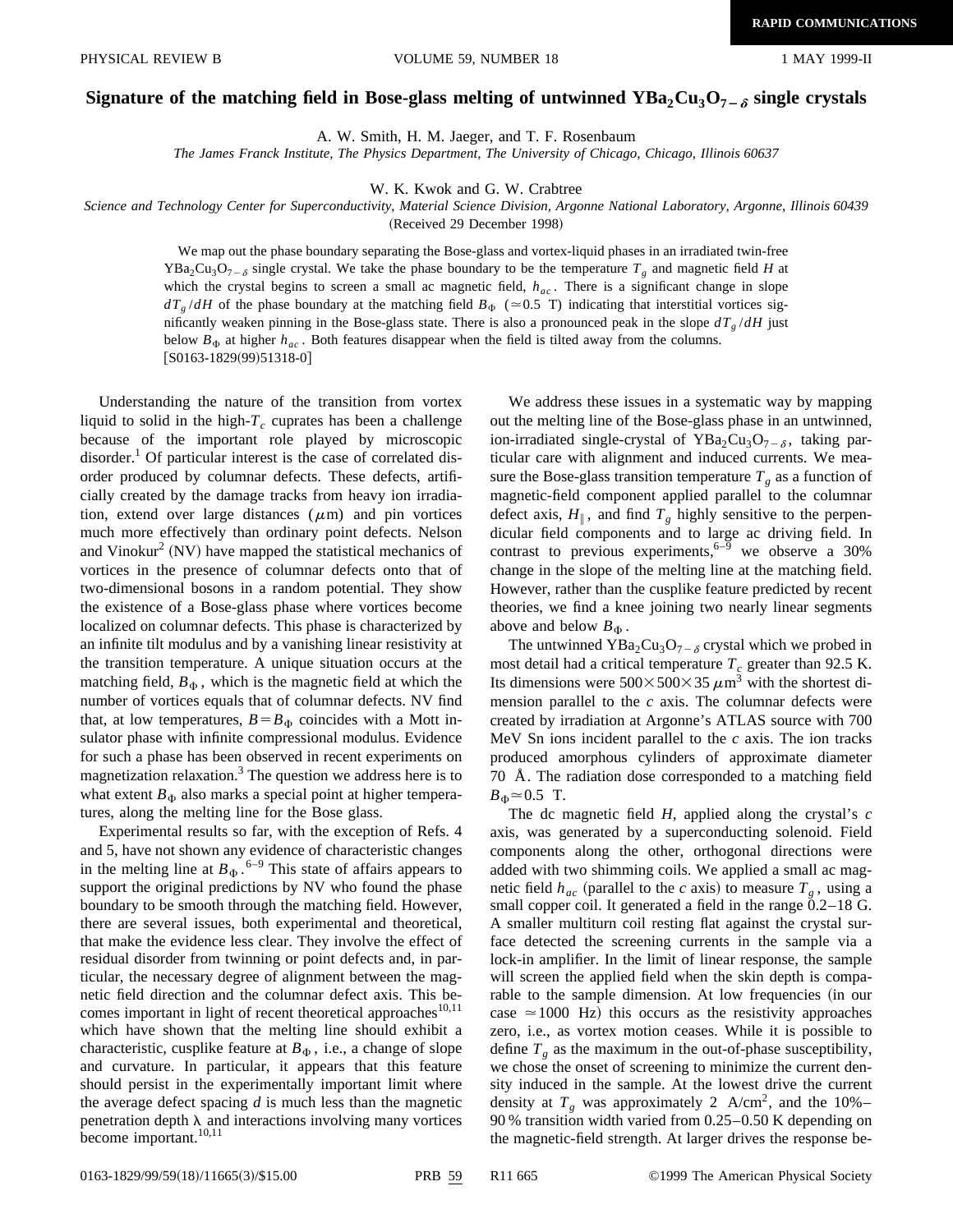# Signature of the matching field in Bose-glass melting of untwinned $YBa_2Cu_3O_{7-\delta}$ single crystals

A. W. Smith, H. M. Jaeger, and T. F. Rosenbaum

*The James Franck Institute, The Physics Department, The University of Chicago, Chicago, Illinois 60637*

W. K. Kwok and G. W. Crabtree

*Science and Technology Center for Superconductivity, Material Science Division, Argonne National Laboratory, Argonne, Illinois 60439*

(Received 29 December 1998)

We map out the phase boundary separating the Bose-glass and vortex-liquid phases in an irradiated twin-free $YBa_2Cu_3O_{7-\delta}$ single crystal. We take the phase boundary to be the temperature $T_g$ and magnetic field $H$ at which the crystal begins to screen a small ac magnetic field, $h_{ac}$. There is a significant change in slope $dT_g/dH$ of the phase boundary at the matching field $B_\Phi$ ($\simeq 0.5$ T) indicating that interstitial vortices significantly weaken pinning in the Bose-glass state. There is also a pronounced peak in the slope $dT_g/dH$ just below $B_\Phi$ at higher $h_{ac}$. Both features disappear when the field is tilted away from the columns. [S0163-1829(99)51318-0]

Understanding the nature of the transition from vortex liquid to solid in the high-$T_c$ cuprates has been a challenge because of the important role played by microscopic disorder.[1] Of particular interest is the case of correlated disorder produced by columnar defects. These defects, artificially created by the damage tracks from heavy ion irradiation, extend over large distances ($\mu$m) and pin vortices much more effectively than ordinary point defects. Nelson and Vinokur[2] (NV) have mapped the statistical mechanics of vortices in the presence of columnar defects onto that of two-dimensional bosons in a random potential. They show the existence of a Bose-glass phase where vortices become localized on columnar defects. This phase is characterized by an infinite tilt modulus and by a vanishing linear resistivity at the transition temperature. A unique situation occurs at the matching field, $B_\Phi$, which is the magnetic field at which the number of vortices equals that of columnar defects. NV find that, at low temperatures, $B=B_\Phi$ coincides with a Mott insulator phase with infinite compressional modulus. Evidence for such a phase has been observed in recent experiments on magnetization relaxation.[3] The question we address here is to what extent $B_\Phi$ also marks a special point at higher temperatures, along the melting line for the Bose glass.

Experimental results so far, with the exception of Refs. 4 and 5, have not shown any evidence of characteristic changes in the melting line at $B_\Phi$.[6–9] This state of affairs appears to support the original predictions by NV who found the phase boundary to be smooth through the matching field. However, there are several issues, both experimental and theoretical, that make the evidence less clear. They involve the effect of residual disorder from twinning or point defects and, in particular, the necessary degree of alignment between the magnetic field direction and the columnar defect axis. This becomes important in light of recent theoretical approaches[10,11] which have shown that the melting line should exhibit a characteristic, cusplike feature at $B_\Phi$, i.e., a change of slope and curvature. In particular, it appears that this feature should persist in the experimentally important limit where the average defect spacing $d$ is much less than the magnetic penetration depth $\lambda$ and interactions involving many vortices become important.[10,11]

We address these issues in a systematic way by mapping out the melting line of the Bose-glass phase in an untwinned, ion-irradiated single-crystal of $YBa_2Cu_3O_{7-\delta}$, taking particular care with alignment and induced currents. We measure the Bose-glass transition temperature $T_g$ as a function of magnetic-field component applied parallel to the columnar defect axis, $H_\parallel$, and find $T_g$ highly sensitive to the perpendicular field components and to large ac driving field. In contrast to previous experiments,[6–9] we observe a 30% change in the slope of the melting line at the matching field. However, rather than the cusplike feature predicted by recent theories, we find a knee joining two nearly linear segments above and below $B_\Phi$.

The untwinned $YBa_2Cu_3O_{7-\delta}$ crystal which we probed in most detail had a critical temperature $T_c$ greater than 92.5 K. Its dimensions were $500\times500\times35\ \mu\text{m}^3$ with the shortest dimension parallel to the $c$ axis. The columnar defects were created by irradiation at Argonne's ATLAS source with 700 MeV Sn ions incident parallel to the $c$ axis. The ion tracks produced amorphous cylinders of approximate diameter 70 Å. The radiation dose corresponded to a matching field $B_\Phi\simeq0.5$ T.

The dc magnetic field $H$, applied along the crystal's $c$ axis, was generated by a superconducting solenoid. Field components along the other, orthogonal directions were added with two shimming coils. We applied a small ac magnetic field $h_{ac}$ (parallel to the $c$ axis) to measure $T_g$, using a small copper coil. It generated a field in the range 0.2–18 G. A smaller multiturn coil resting flat against the crystal surface detected the screening currents in the sample via a lock-in amplifier. In the limit of linear response, the sample will screen the applied field when the skin depth is comparable to the sample dimension. At low frequencies (in our case $\simeq 1000$ Hz) this occurs as the resistivity approaches zero, i.e., as vortex motion ceases. While it is possible to define $T_g$ as the maximum in the out-of-phase susceptibility, we chose the onset of screening to minimize the current density induced in the sample. At the lowest drive the current density at $T_g$ was approximately 2 $\text{A/cm}^2$, and the 10%–90% transition width varied from 0.25–0.50 K depending on the magnetic-field strength. At larger drives the response be-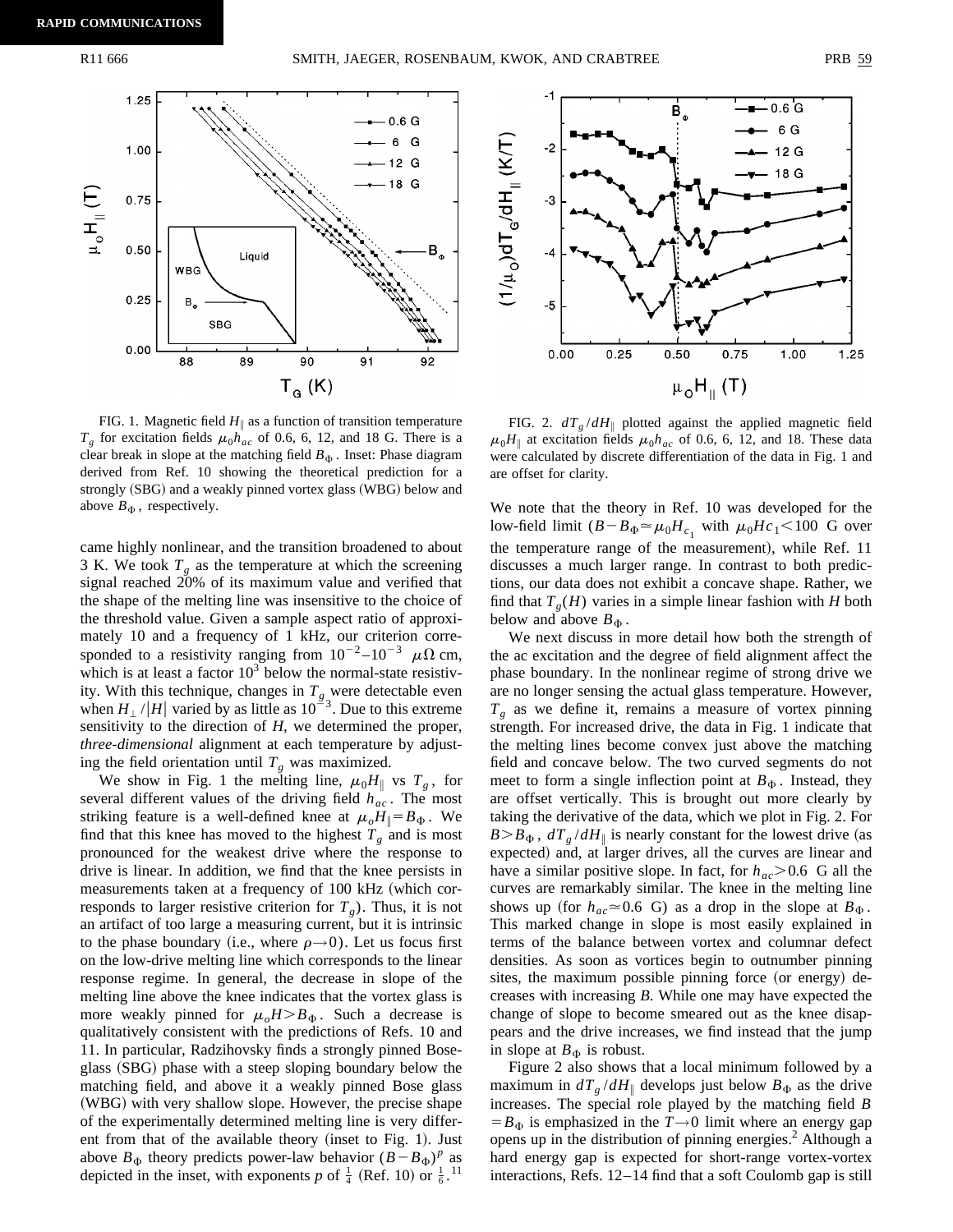FIG. 1. Magnetic field $H_{\parallel}$ as a function of transition temperature $T_g$ for excitation fields $\mu_0 h_{ac}$ of 0.6, 6, 12, and 18 G. There is a clear break in slope at the matching field $B_{\Phi}$. Inset: Phase diagram derived from Ref. 10 showing the theoretical prediction for a strongly (SBG) and a weakly pinned vortex glass (WBG) below and above $B_{\Phi}$, respectively.

FIG. 2. $dT_g/dH_{\parallel}$ plotted against the applied magnetic field $\mu_0 H_{\parallel}$ at excitation fields $\mu_0 h_{ac}$ of 0.6, 6, 12, and 18. These data were calculated by discrete differentiation of the data in Fig. 1 and are offset for clarity.

came highly nonlinear, and the transition broadened to about 3 K. We took $T_g$ as the temperature at which the screening signal reached 20% of its maximum value and verified that the shape of the melting line was insensitive to the choice of the threshold value. Given a sample aspect ratio of approximately 10 and a frequency of 1 kHz, our criterion corresponded to a resistivity ranging from $10^{-2}$–$10^{-3}$ $\mu\Omega$ cm, which is at least a factor $10^3$ below the normal-state resistivity. With this technique, changes in $T_g$ were detectable even when $H_{\perp}/|H|$ varied by as little as $10^{-3}$. Due to this extreme sensitivity to the direction of $H$, we determined the proper, *three-dimensional* alignment at each temperature by adjusting the field orientation until $T_g$ was maximized.

We show in Fig. 1 the melting line, $\mu_0 H_{\parallel}$ vs $T_g$, for several different values of the driving field $h_{ac}$. The most striking feature is a well-defined knee at $\mu_o H_{\parallel} = B_{\Phi}$. We find that this knee has moved to the highest $T_g$ and is most pronounced for the weakest drive where the response to drive is linear. In addition, we find that the knee persists in measurements taken at a frequency of 100 kHz (which corresponds to larger resistive criterion for $T_g$). Thus, it is not an artifact of too large a measuring current, but it is intrinsic to the phase boundary (i.e., where $\rho \to 0$). Let us focus first on the low-drive melting line which corresponds to the linear response regime. In general, the decrease in slope of the melting line above the knee indicates that the vortex glass is more weakly pinned for $\mu_o H > B_{\Phi}$. Such a decrease is qualitatively consistent with the predictions of Refs. 10 and 11. In particular, Radzihovsky finds a strongly pinned Bose-glass (SBG) phase with a steep sloping boundary below the matching field, and above it a weakly pinned Bose glass (WBG) with very shallow slope. However, the precise shape of the experimentally determined melting line is very different from that of the available theory (inset to Fig. 1). Just above $B_{\Phi}$ theory predicts power-law behavior $(B - B_{\Phi})^p$ as depicted in the inset, with exponents $p$ of $\frac{1}{4}$ (Ref. 10) or $\frac{1}{6}$.[11] We note that the theory in Ref. 10 was developed for the low-field limit ($B - B_{\Phi} \simeq \mu_0 H_{c_1}$ with $\mu_0 Hc_1 < 100$ G over the temperature range of the measurement), while Ref. 11 discusses a much larger range. In contrast to both predictions, our data does not exhibit a concave shape. Rather, we find that $T_g(H)$ varies in a simple linear fashion with $H$ both below and above $B_{\Phi}$.

We next discuss in more detail how both the strength of the ac excitation and the degree of field alignment affect the phase boundary. In the nonlinear regime of strong drive we are no longer sensing the actual glass temperature. However, $T_g$ as we define it, remains a measure of vortex pinning strength. For increased drive, the data in Fig. 1 indicate that the melting lines become convex just above the matching field and concave below. The two curved segments do not meet to form a single inflection point at $B_{\Phi}$. Instead, they are offset vertically. This is brought out more clearly by taking the derivative of the data, which we plot in Fig. 2. For $B > B_{\Phi}$, $dT_g/dH_{\parallel}$ is nearly constant for the lowest drive (as expected) and, at larger drives, all the curves are linear and have a similar positive slope. In fact, for $h_{ac} > 0.6$ G all the curves are remarkably similar. The knee in the melting line shows up (for $h_{ac} \simeq 0.6$ G) as a drop in the slope at $B_{\Phi}$. This marked change in slope is most easily explained in terms of the balance between vortex and columnar defect densities. As soon as vortices begin to outnumber pinning sites, the maximum possible pinning force (or energy) decreases with increasing $B$. While one may have expected the change of slope to become smeared out as the knee disappears and the drive increases, we find instead that the jump in slope at $B_{\Phi}$ is robust.

Figure 2 also shows that a local minimum followed by a maximum in $dT_g/dH_{\parallel}$ develops just below $B_{\Phi}$ as the drive increases. The special role played by the matching field $B = B_{\Phi}$ is emphasized in the $T \to 0$ limit where an energy gap opens up in the distribution of pinning energies.[2] Although a hard energy gap is expected for short-range vortex-vortex interactions, Refs. 12–14 find that a soft Coulomb gap is still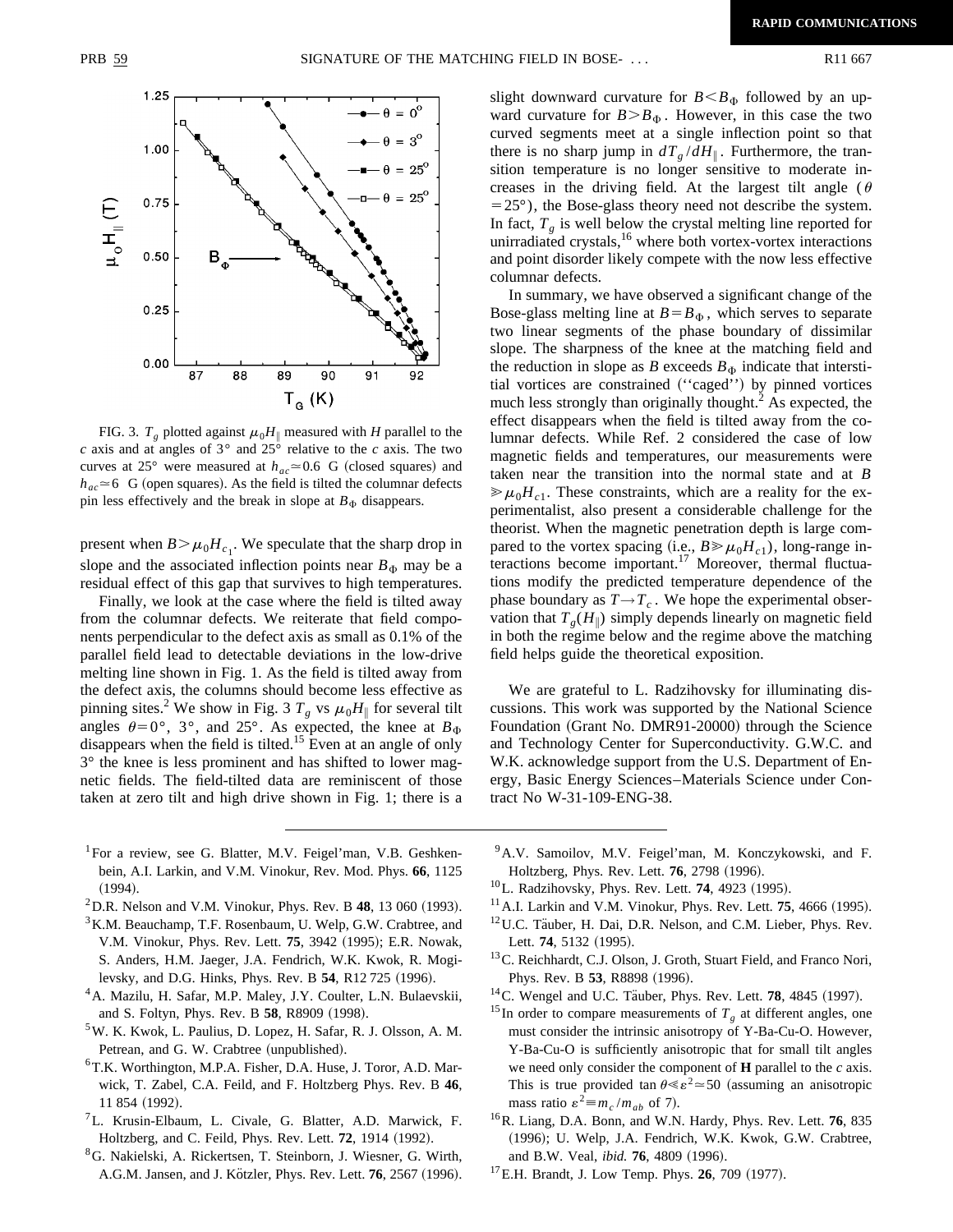1.25

1.00

0.75

0.50

0.25

0.00

$\mu_0 H_\parallel$ (T)

87 88 89 90 91 92

$T_G$ (K)

$B_\Phi$

θ = 0°

θ = 3°

θ = 25°

θ = 25°

FIG. 3. $T_g$ plotted against $\mu_0 H_\parallel$ measured with $H$ parallel to the $c$ axis and at angles of 3° and 25° relative to the $c$ axis. The two curves at 25° were measured at $h_{ac} \simeq 0.6$ G (closed squares) and $h_{ac} \simeq 6$ G (open squares). As the field is tilted the columnar defects pin less effectively and the break in slope at $B_\Phi$ disappears.

present when $B > \mu_0 H_{c_1}$. We speculate that the sharp drop in slope and the associated inflection points near $B_\Phi$ may be a residual effect of this gap that survives to high temperatures.

Finally, we look at the case where the field is tilted away from the columnar defects. We reiterate that field components perpendicular to the defect axis as small as 0.1% of the parallel field lead to detectable deviations in the low-drive melting line shown in Fig. 1. As the field is tilted away from the defect axis, the columns should become less effective as pinning sites.[2] We show in Fig. 3 $T_g$ vs $\mu_0 H_\parallel$ for several tilt angles $\theta = 0°$, 3°, and 25°. As expected, the knee at $B_\Phi$ disappears when the field is tilted.[15] Even at an angle of only 3° the knee is less prominent and has shifted to lower magnetic fields. The field-tilted data are reminiscent of those taken at zero tilt and high drive shown in Fig. 1; there is a slight downward curvature for $B < B_\Phi$ followed by an upward curvature for $B > B_\Phi$. However, in this case the two curved segments meet at a single inflection point so that there is no sharp jump in $dT_g/dH_\parallel$. Furthermore, the transition temperature is no longer sensitive to moderate increases in the driving field. At the largest tilt angle ($\theta = 25°$), the Bose-glass theory need not describe the system. In fact, $T_g$ is well below the crystal melting line reported for unirradiated crystals,[16] where both vortex-vortex interactions and point disorder likely compete with the now less effective columnar defects.

In summary, we have observed a significant change of the Bose-glass melting line at $B = B_\Phi$, which serves to separate two linear segments of the phase boundary of dissimilar slope. The sharpness of the knee at the matching field and the reduction in slope as $B$ exceeds $B_\Phi$ indicate that interstitial vortices are constrained ("caged") by pinned vortices much less strongly than originally thought.[2] As expected, the effect disappears when the field is tilted away from the columnar defects. While Ref. 2 considered the case of low magnetic fields and temperatures, our measurements were taken near the transition into the normal state and at $B \gg \mu_0 H_{c1}$. These constraints, which are a reality for the experimentalist, also present a considerable challenge for the theorist. When the magnetic penetration depth is large compared to the vortex spacing (i.e., $B \gg \mu_0 H_{c1}$), long-range interactions become important.[17] Moreover, thermal fluctuations modify the predicted temperature dependence of the phase boundary as $T \to T_c$. We hope the experimental observation that $T_g(H_\parallel)$ simply depends linearly on magnetic field in both the regime below and the regime above the matching field helps guide the theoretical exposition.

We are grateful to L. Radzihovsky for illuminating discussions. This work was supported by the National Science Foundation (Grant No. DMR91-20000) through the Science and Technology Center for Superconductivity. G.W.C. and W.K. acknowledge support from the U.S. Department of Energy, Basic Energy Sciences–Materials Science under Contract No W-31-109-ENG-38.

---

[1] For a review, see G. Blatter, M.V. Feigel'man, V.B. Geshkenbein, A.I. Larkin, and V.M. Vinokur, Rev. Mod. Phys. **66**, 1125 (1994).

[2] D.R. Nelson and V.M. Vinokur, Phys. Rev. B **48**, 13 060 (1993).

[3] K.M. Beauchamp, T.F. Rosenbaum, U. Welp, G.W. Crabtree, and V.M. Vinokur, Phys. Rev. Lett. **75**, 3942 (1995); E.R. Nowak, S. Anders, H.M. Jaeger, J.A. Fendrich, W.K. Kwok, R. Mogilevsky, and D.G. Hinks, Phys. Rev. B **54**, R12 725 (1996).

[4] A. Mazilu, H. Safar, M.P. Maley, J.Y. Coulter, L.N. Bulaevskii, and S. Foltyn, Phys. Rev. B **58**, R8909 (1998).

[5] W. K. Kwok, L. Paulius, D. Lopez, H. Safar, R. J. Olsson, A. M. Petrean, and G. W. Crabtree (unpublished).

[6] T.K. Worthington, M.P.A. Fisher, D.A. Huse, J. Toror, A.D. Marwick, T. Zabel, C.A. Feild, and F. Holtzberg Phys. Rev. B **46**, 11 854 (1992).

[7] L. Krusin-Elbaum, L. Civale, G. Blatter, A.D. Marwick, F. Holtzberg, and C. Feild, Phys. Rev. Lett. **72**, 1914 (1992).

[8] G. Nakielski, A. Rickertsen, T. Steinborn, J. Wiesner, G. Wirth, A.G.M. Jansen, and J. Kötzler, Phys. Rev. Lett. **76**, 2567 (1996).

[9] A.V. Samoilov, M.V. Feigel'man, M. Konczykowski, and F. Holtzberg, Phys. Rev. Lett. **76**, 2798 (1996).

[10] L. Radzihovsky, Phys. Rev. Lett. **74**, 4923 (1995).

[11] A.I. Larkin and V.M. Vinokur, Phys. Rev. Lett. **75**, 4666 (1995).

[12] U.C. Täuber, H. Dai, D.R. Nelson, and C.M. Lieber, Phys. Rev. Lett. **74**, 5132 (1995).

[13] C. Reichhardt, C.J. Olson, J. Groth, Stuart Field, and Franco Nori, Phys. Rev. B **53**, R8898 (1996).

[14] C. Wengel and U.C. Täuber, Phys. Rev. Lett. **78**, 4845 (1997).

[15] In order to compare measurements of $T_g$ at different angles, one must consider the intrinsic anisotropy of Y-Ba-Cu-O. However, Y-Ba-Cu-O is sufficiently anisotropic that for small tilt angles we need only consider the component of **H** parallel to the $c$ axis. This is true provided $\tan \theta \ll \varepsilon^2 \simeq 50$ (assuming an anisotropic mass ratio $\varepsilon^2 \equiv m_c / m_{ab}$ of 7).

[16] R. Liang, D.A. Bonn, and W.N. Hardy, Phys. Rev. Lett. **76**, 835 (1996); U. Welp, J.A. Fendrich, W.K. Kwok, G.W. Crabtree, and B.W. Veal, *ibid.* **76**, 4809 (1996).

[17] E.H. Brandt, J. Low Temp. Phys. **26**, 709 (1977).